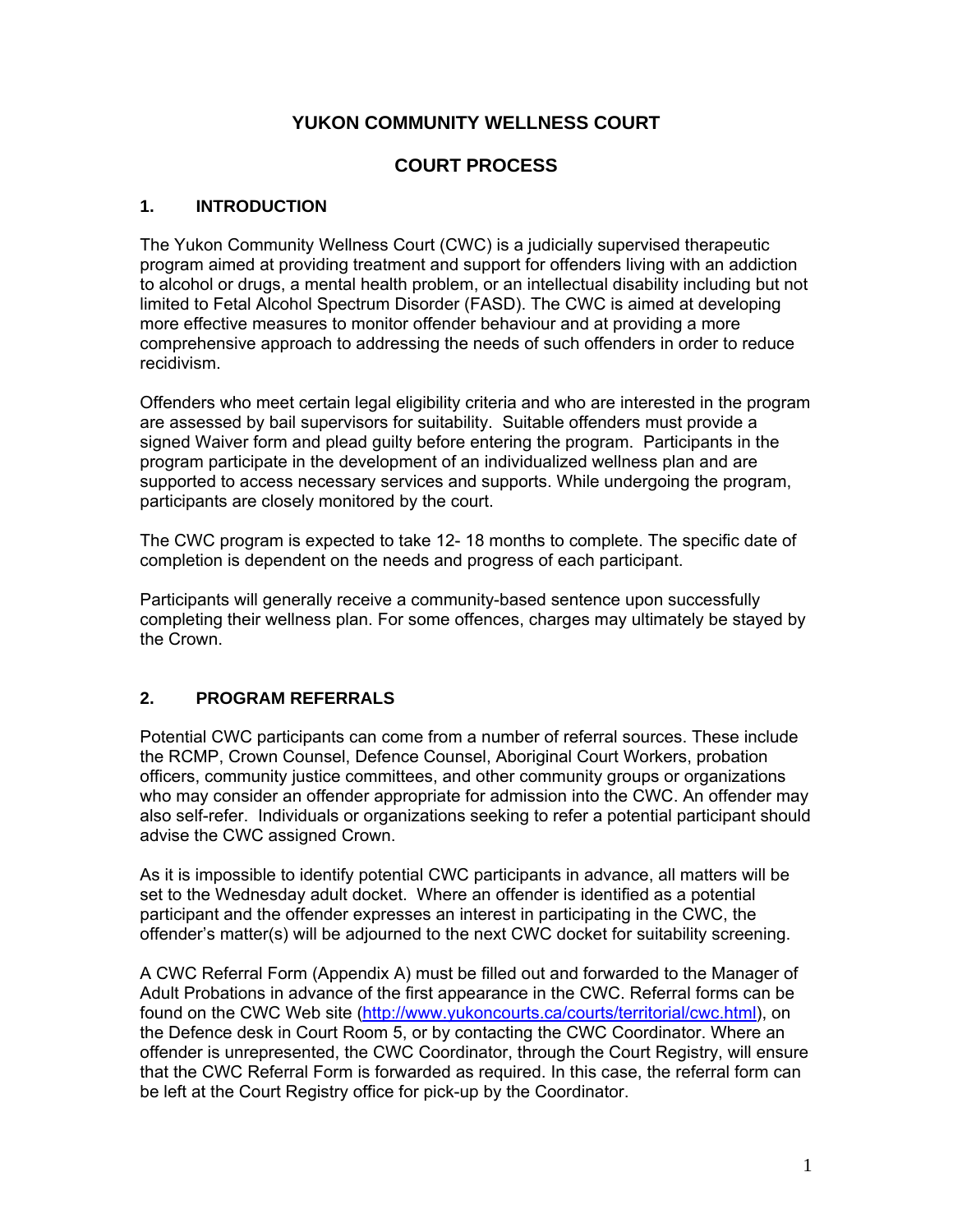# YUKON COMMUNITY WELLNESS COURT

# COURT PROCESS

## 1. INTRODUCTION

The Yukon Community Wellness Court (CWC) is a judicially supervised therapeutic program aimed at providing treatment and support for offenders living with an addiction to alcohol or drugs, a mental health problem, or an intellectual disability including but not limited to Fetal Alcohol Spectrum Disorder (FASD). The CWC is aimed at developing more effective measures to monitor offender behaviour and at providing a more comprehensive approach to addressing the needs of such offenders in order to reduce recidivism.

Offenders who meet certain legal eligibility criteria and who are interested in the program are assessed by bail supervisors for suitability. Suitable offenders must provide a signed Waiver form and plead guilty before entering the program. Participants in the program participate in the development of an individualized wellness plan and are supported to access necessary services and supports. While undergoing the program, participants are closely monitored by the court.

The CWC program is expected to take 12- 18 months to complete. The specific date of completion is dependent on the needs and progress of each participant.

Participants will generally receive a community-based sentence upon successfully completing their wellness plan. For some offences, charges may ultimately be stayed by the Crown.

## 2. PROGRAM REFERRALS

Potential CWC participants can come from a number of referral sources. These include the RCMP, Crown Counsel, Defence Counsel, Aboriginal Court Workers, probation officers, community justice committees, and other community groups or organizations who may consider an offender appropriate for admission into the CWC. An offender may also self-refer. Individuals or organizations seeking to refer a potential participant should advise the CWC assigned Crown.

As it is impossible to identify potential CWC participants in advance, all matters will be set to the Wednesday adult docket. Where an offender is identified as a potential participant and the offender expresses an interest in participating in the CWC, the offender's matter(s) will be adjourned to the next CWC docket for suitability screening.

A CWC Referral Form (Appendix A) must be filled out and forwarded to the Manager of Adult Probations in advance of the first appearance in the CWC. Referral forms can be found on the CWC Web site (http://www.yukoncourts.ca/courts/territorial/cwc.html), on the Defence desk in Court Room 5, or by contacting the CWC Coordinator. Where an offender is unrepresented, the CWC Coordinator, through the Court Registry, will ensure that the CWC Referral Form is forwarded as required. In this case, the referral form can be left at the Court Registry office for pick-up by the Coordinator.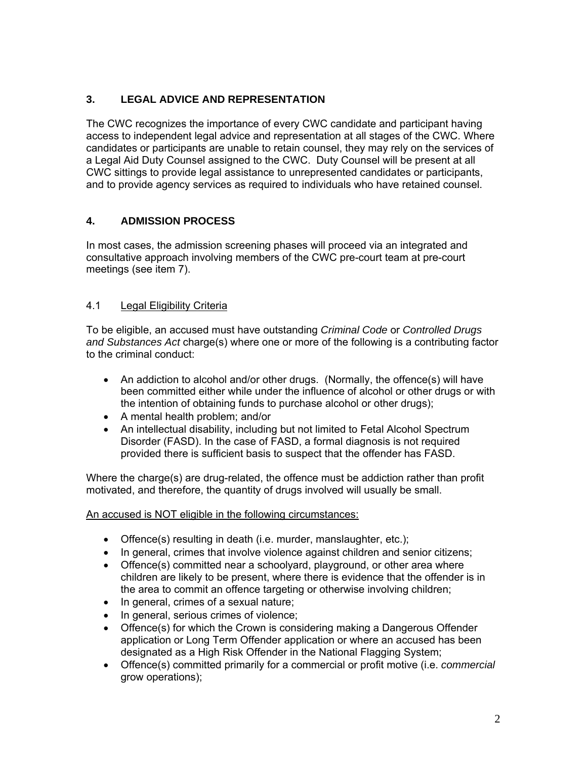## 3. LEGAL ADVICE AND REPRESENTATION

The CWC recognizes the importance of every CWC candidate and participant having access to independent legal advice and representation at all stages of the CWC. Where candidates or participants are unable to retain counsel, they may rely on the services of a Legal Aid Duty Counsel assigned to the CWC. Duty Counsel will be present at all CWC sittings to provide legal assistance to unrepresented candidates or participants, and to provide agency services as required to individuals who have retained counsel.

## 4. ADMISSION PROCESS

In most cases, the admission screening phases will proceed via an integrated and consultative approach involving members of the CWC pre-court team at pre-court meetings (see item 7).

### 4.1 Legal Eligibility Criteria

To be eligible, an accused must have outstanding *Criminal Code* or *Controlled Drugs and Substances Act* charge(s) where one or more of the following is a contributing factor to the criminal conduct:

- An addiction to alcohol and/or other drugs. (Normally, the offence(s) will have been committed either while under the influence of alcohol or other drugs or with the intention of obtaining funds to purchase alcohol or other drugs);
- A mental health problem; and/or
- An intellectual disability, including but not limited to Fetal Alcohol Spectrum Disorder (FASD). In the case of FASD, a formal diagnosis is not required provided there is sufficient basis to suspect that the offender has FASD.

Where the charge(s) are drug-related, the offence must be addiction rather than profit motivated, and therefore, the quantity of drugs involved will usually be small.

An accused is NOT eligible in the following circumstances:

- Offence(s) resulting in death (i.e. murder, manslaughter, etc.);
- In general, crimes that involve violence against children and senior citizens;
- Offence(s) committed near a schoolyard, playground, or other area where children are likely to be present, where there is evidence that the offender is in the area to commit an offence targeting or otherwise involving children;
- In general, crimes of a sexual nature;
- In general, serious crimes of violence;
- Offence(s) for which the Crown is considering making a Dangerous Offender application or Long Term Offender application or where an accused has been designated as a High Risk Offender in the National Flagging System;
- Offence(s) committed primarily for a commercial or profit motive (i.e. *commercial* grow operations);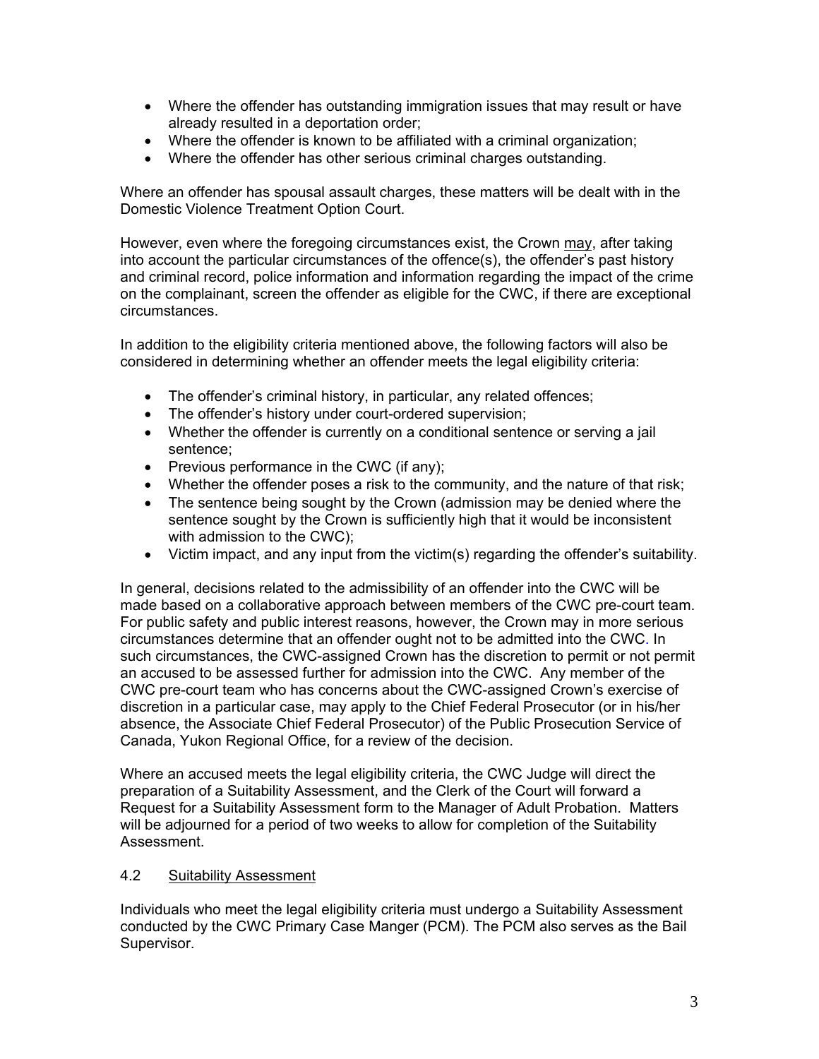- Where the offender has outstanding immigration issues that may result or have already resulted in a deportation order;
- Where the offender is known to be affiliated with a criminal organization;
- Where the offender has other serious criminal charges outstanding.

Where an offender has spousal assault charges, these matters will be dealt with in the Domestic Violence Treatment Option Court.

However, even where the foregoing circumstances exist, the Crown may, after taking into account the particular circumstances of the offence(s), the offender's past history and criminal record, police information and information regarding the impact of the crime on the complainant, screen the offender as eligible for the CWC, if there are exceptional circumstances.

In addition to the eligibility criteria mentioned above, the following factors will also be considered in determining whether an offender meets the legal eligibility criteria:

- The offender's criminal history, in particular, any related offences;
- The offender's history under court-ordered supervision;
- Whether the offender is currently on a conditional sentence or serving a jail sentence;
- Previous performance in the CWC (if any);
- Whether the offender poses a risk to the community, and the nature of that risk;
- The sentence being sought by the Crown (admission may be denied where the sentence sought by the Crown is sufficiently high that it would be inconsistent with admission to the CWC);
- Victim impact, and any input from the victim(s) regarding the offender's suitability.

In general, decisions related to the admissibility of an offender into the CWC will be made based on a collaborative approach between members of the CWC pre-court team. For public safety and public interest reasons, however, the Crown may in more serious circumstances determine that an offender ought not to be admitted into the CWC. In such circumstances, the CWC-assigned Crown has the discretion to permit or not permit an accused to be assessed further for admission into the CWC. Any member of the CWC pre-court team who has concerns about the CWC-assigned Crown's exercise of discretion in a particular case, may apply to the Chief Federal Prosecutor (or in his/her absence, the Associate Chief Federal Prosecutor) of the Public Prosecution Service of Canada, Yukon Regional Office, for a review of the decision.

Where an accused meets the legal eligibility criteria, the CWC Judge will direct the preparation of a Suitability Assessment, and the Clerk of the Court will forward a Request for a Suitability Assessment form to the Manager of Adult Probation. Matters will be adjourned for a period of two weeks to allow for completion of the Suitability Assessment.

### 4.2 Suitability Assessment

Individuals who meet the legal eligibility criteria must undergo a Suitability Assessment conducted by the CWC Primary Case Manger (PCM). The PCM also serves as the Bail Supervisor.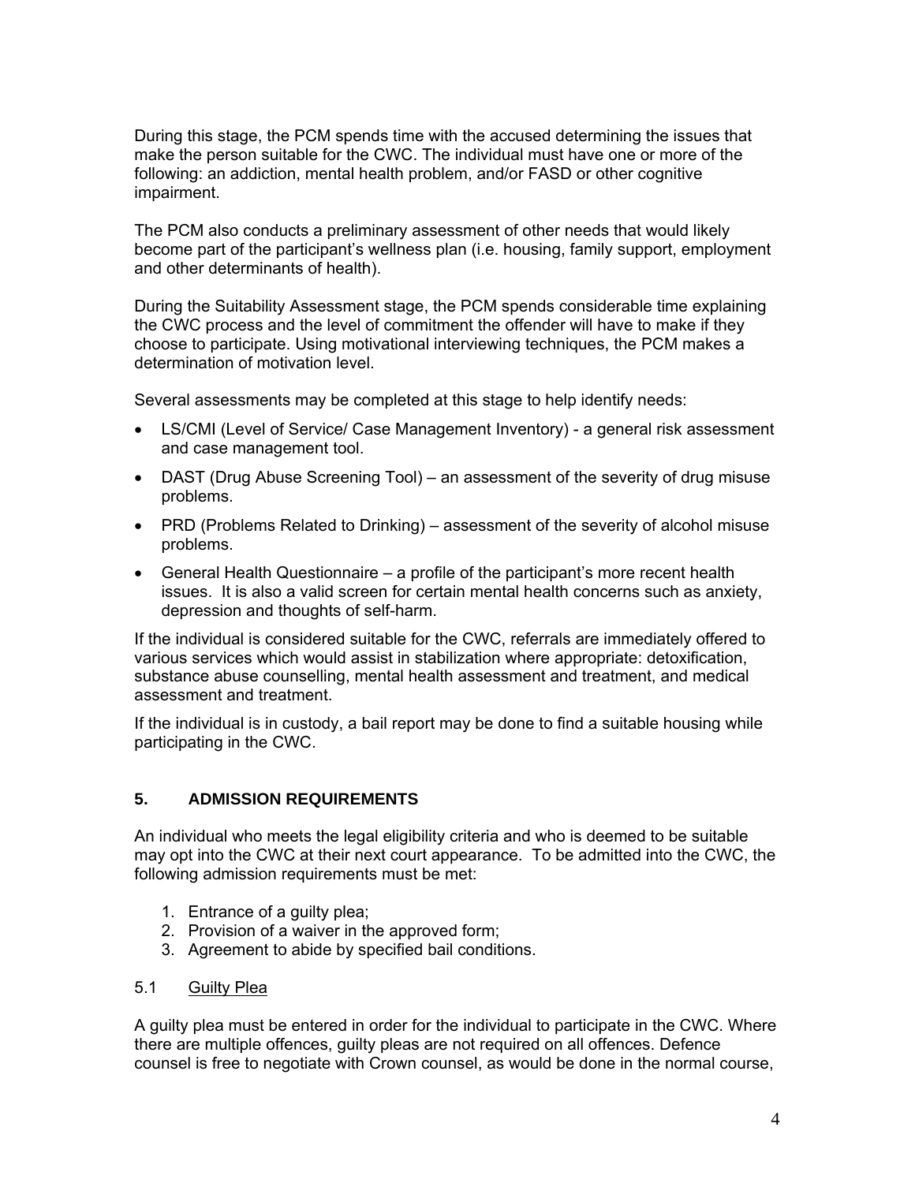During this stage, the PCM spends time with the accused determining the issues that make the person suitable for the CWC. The individual must have one or more of the following: an addiction, mental health problem, and/or FASD or other cognitive impairment.

The PCM also conducts a preliminary assessment of other needs that would likely become part of the participant's wellness plan (i.e. housing, family support, employment and other determinants of health).

During the Suitability Assessment stage, the PCM spends considerable time explaining the CWC process and the level of commitment the offender will have to make if they choose to participate. Using motivational interviewing techniques, the PCM makes a determination of motivation level.

Several assessments may be completed at this stage to help identify needs:

- LS/CMI (Level of Service/ Case Management Inventory) - a general risk assessment and case management tool.
- DAST (Drug Abuse Screening Tool) – an assessment of the severity of drug misuse problems.
- PRD (Problems Related to Drinking) – assessment of the severity of alcohol misuse problems.
- General Health Questionnaire – a profile of the participant's more recent health issues. It is also a valid screen for certain mental health concerns such as anxiety, depression and thoughts of self-harm.

If the individual is considered suitable for the CWC, referrals are immediately offered to various services which would assist in stabilization where appropriate: detoxification, substance abuse counselling, mental health assessment and treatment, and medical assessment and treatment.

If the individual is in custody, a bail report may be done to find a suitable housing while participating in the CWC.

## 5. ADMISSION REQUIREMENTS

An individual who meets the legal eligibility criteria and who is deemed to be suitable may opt into the CWC at their next court appearance. To be admitted into the CWC, the following admission requirements must be met:

1. Entrance of a guilty plea;
2. Provision of a waiver in the approved form;
3. Agreement to abide by specified bail conditions.

### 5.1 Guilty Plea

A guilty plea must be entered in order for the individual to participate in the CWC. Where there are multiple offences, guilty pleas are not required on all offences. Defence counsel is free to negotiate with Crown counsel, as would be done in the normal course,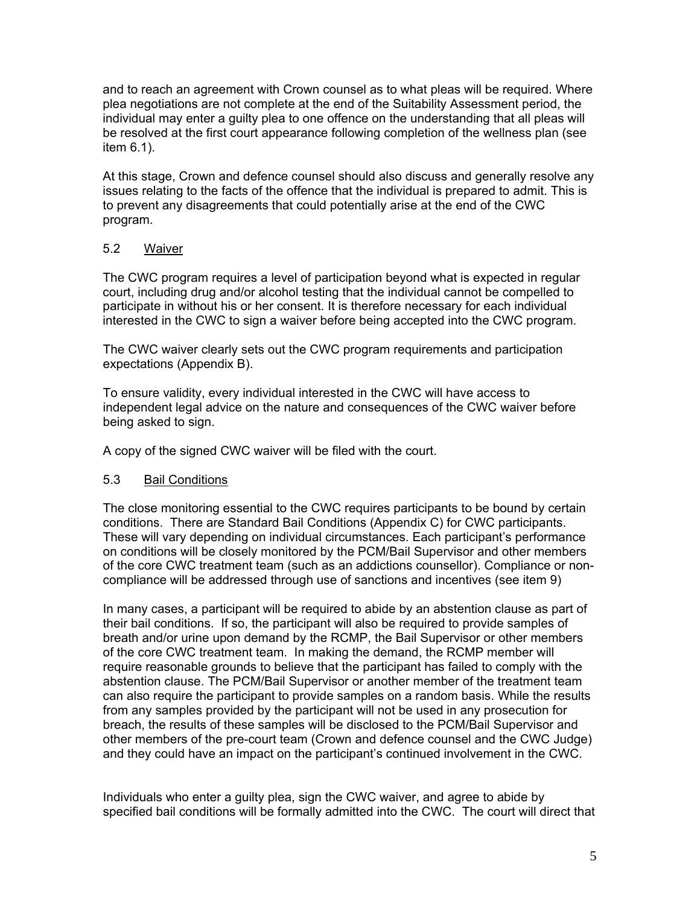and to reach an agreement with Crown counsel as to what pleas will be required. Where plea negotiations are not complete at the end of the Suitability Assessment period, the individual may enter a guilty plea to one offence on the understanding that all pleas will be resolved at the first court appearance following completion of the wellness plan (see item 6.1).

At this stage, Crown and defence counsel should also discuss and generally resolve any issues relating to the facts of the offence that the individual is prepared to admit. This is to prevent any disagreements that could potentially arise at the end of the CWC program.

### 5.2 Waiver

The CWC program requires a level of participation beyond what is expected in regular court, including drug and/or alcohol testing that the individual cannot be compelled to participate in without his or her consent. It is therefore necessary for each individual interested in the CWC to sign a waiver before being accepted into the CWC program.

The CWC waiver clearly sets out the CWC program requirements and participation expectations (Appendix B).

To ensure validity, every individual interested in the CWC will have access to independent legal advice on the nature and consequences of the CWC waiver before being asked to sign.

A copy of the signed CWC waiver will be filed with the court.

### 5.3 Bail Conditions

The close monitoring essential to the CWC requires participants to be bound by certain conditions. There are Standard Bail Conditions (Appendix C) for CWC participants. These will vary depending on individual circumstances. Each participant's performance on conditions will be closely monitored by the PCM/Bail Supervisor and other members of the core CWC treatment team (such as an addictions counsellor). Compliance or non-compliance will be addressed through use of sanctions and incentives (see item 9)

In many cases, a participant will be required to abide by an abstention clause as part of their bail conditions. If so, the participant will also be required to provide samples of breath and/or urine upon demand by the RCMP, the Bail Supervisor or other members of the core CWC treatment team. In making the demand, the RCMP member will require reasonable grounds to believe that the participant has failed to comply with the abstention clause. The PCM/Bail Supervisor or another member of the treatment team can also require the participant to provide samples on a random basis. While the results from any samples provided by the participant will not be used in any prosecution for breach, the results of these samples will be disclosed to the PCM/Bail Supervisor and other members of the pre-court team (Crown and defence counsel and the CWC Judge) and they could have an impact on the participant's continued involvement in the CWC.

Individuals who enter a guilty plea, sign the CWC waiver, and agree to abide by specified bail conditions will be formally admitted into the CWC. The court will direct that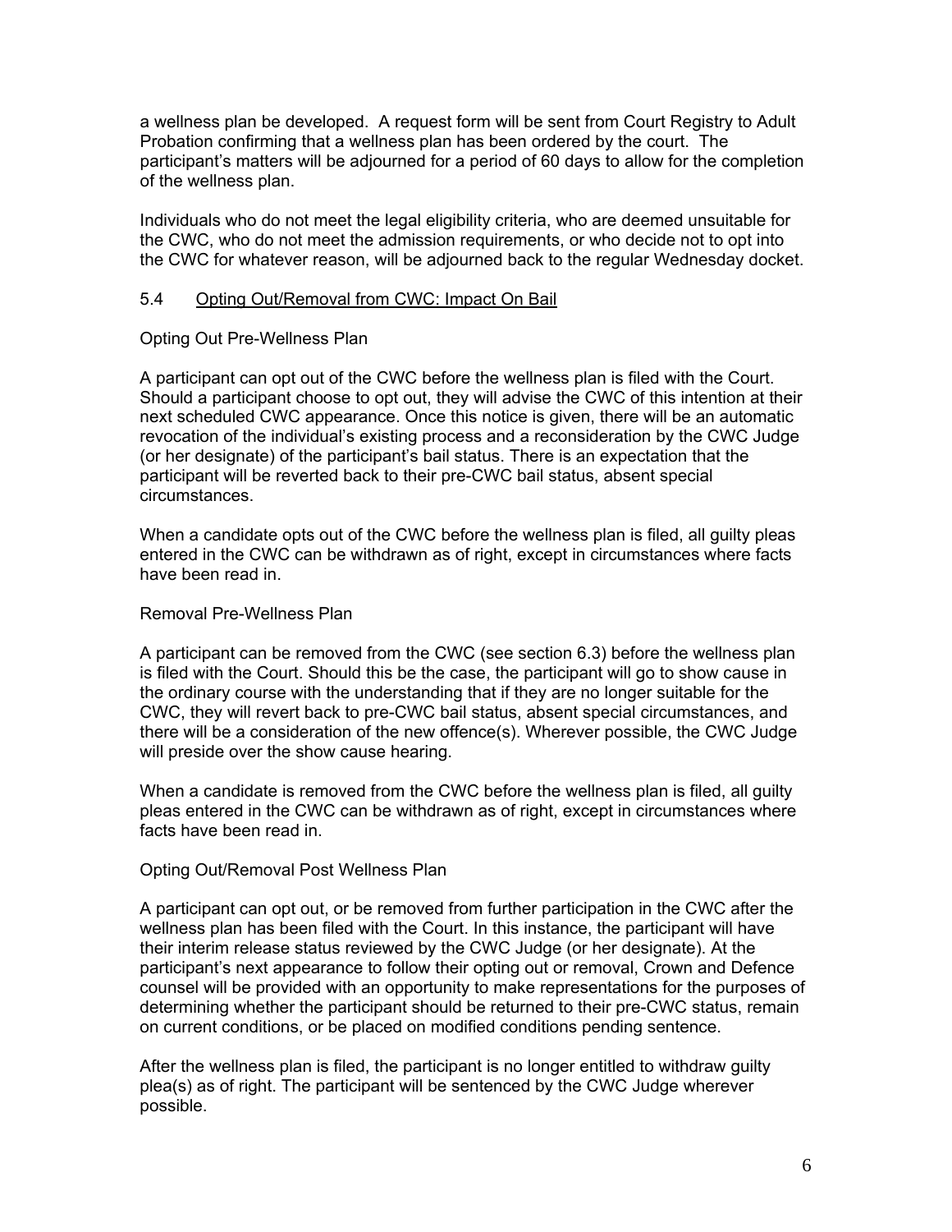a wellness plan be developed. A request form will be sent from Court Registry to Adult Probation confirming that a wellness plan has been ordered by the court. The participant's matters will be adjourned for a period of 60 days to allow for the completion of the wellness plan.

Individuals who do not meet the legal eligibility criteria, who are deemed unsuitable for the CWC, who do not meet the admission requirements, or who decide not to opt into the CWC for whatever reason, will be adjourned back to the regular Wednesday docket.

### 5.4 Opting Out/Removal from CWC: Impact On Bail

Opting Out Pre-Wellness Plan

A participant can opt out of the CWC before the wellness plan is filed with the Court. Should a participant choose to opt out, they will advise the CWC of this intention at their next scheduled CWC appearance. Once this notice is given, there will be an automatic revocation of the individual's existing process and a reconsideration by the CWC Judge (or her designate) of the participant's bail status. There is an expectation that the participant will be reverted back to their pre-CWC bail status, absent special circumstances.

When a candidate opts out of the CWC before the wellness plan is filed, all guilty pleas entered in the CWC can be withdrawn as of right, except in circumstances where facts have been read in.

Removal Pre-Wellness Plan

A participant can be removed from the CWC (see section 6.3) before the wellness plan is filed with the Court. Should this be the case, the participant will go to show cause in the ordinary course with the understanding that if they are no longer suitable for the CWC, they will revert back to pre-CWC bail status, absent special circumstances, and there will be a consideration of the new offence(s). Wherever possible, the CWC Judge will preside over the show cause hearing.

When a candidate is removed from the CWC before the wellness plan is filed, all guilty pleas entered in the CWC can be withdrawn as of right, except in circumstances where facts have been read in.

Opting Out/Removal Post Wellness Plan

A participant can opt out, or be removed from further participation in the CWC after the wellness plan has been filed with the Court. In this instance, the participant will have their interim release status reviewed by the CWC Judge (or her designate). At the participant's next appearance to follow their opting out or removal, Crown and Defence counsel will be provided with an opportunity to make representations for the purposes of determining whether the participant should be returned to their pre-CWC status, remain on current conditions, or be placed on modified conditions pending sentence.

After the wellness plan is filed, the participant is no longer entitled to withdraw guilty plea(s) as of right. The participant will be sentenced by the CWC Judge wherever possible.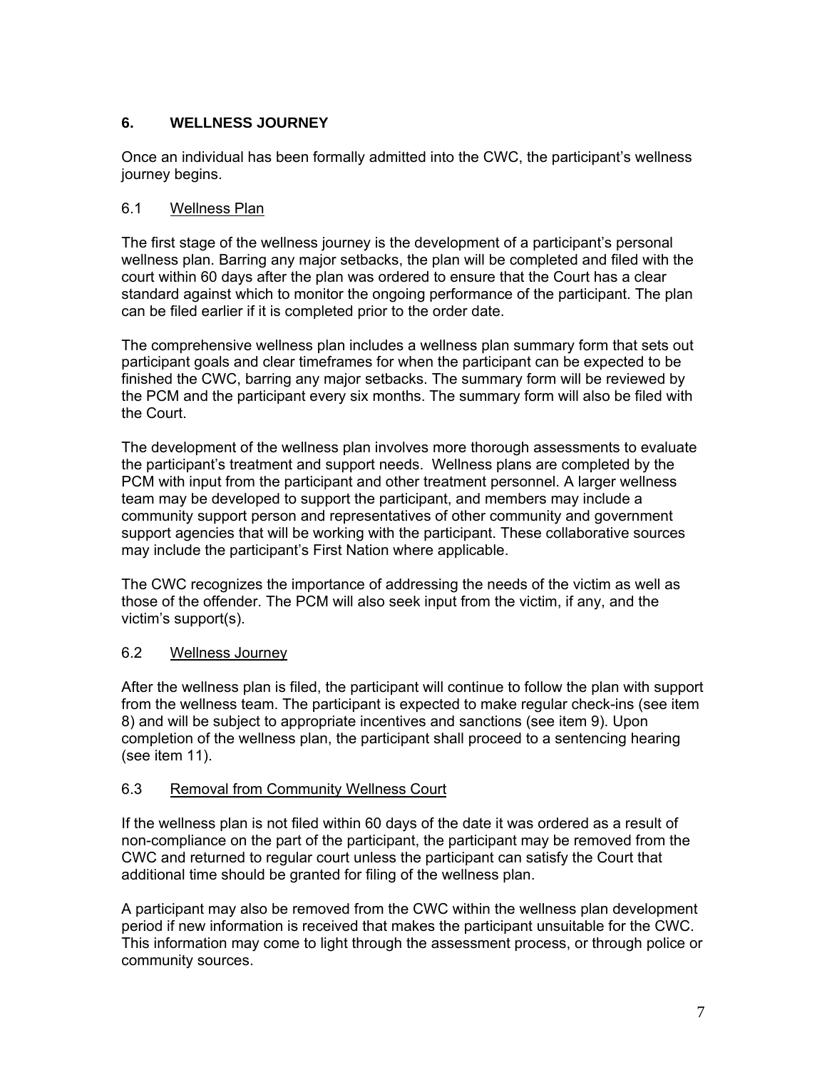## 6. WELLNESS JOURNEY

Once an individual has been formally admitted into the CWC, the participant's wellness journey begins.

### 6.1 Wellness Plan

The first stage of the wellness journey is the development of a participant's personal wellness plan. Barring any major setbacks, the plan will be completed and filed with the court within 60 days after the plan was ordered to ensure that the Court has a clear standard against which to monitor the ongoing performance of the participant. The plan can be filed earlier if it is completed prior to the order date.

The comprehensive wellness plan includes a wellness plan summary form that sets out participant goals and clear timeframes for when the participant can be expected to be finished the CWC, barring any major setbacks. The summary form will be reviewed by the PCM and the participant every six months. The summary form will also be filed with the Court.

The development of the wellness plan involves more thorough assessments to evaluate the participant's treatment and support needs. Wellness plans are completed by the PCM with input from the participant and other treatment personnel. A larger wellness team may be developed to support the participant, and members may include a community support person and representatives of other community and government support agencies that will be working with the participant. These collaborative sources may include the participant's First Nation where applicable.

The CWC recognizes the importance of addressing the needs of the victim as well as those of the offender. The PCM will also seek input from the victim, if any, and the victim's support(s).

### 6.2 Wellness Journey

After the wellness plan is filed, the participant will continue to follow the plan with support from the wellness team. The participant is expected to make regular check-ins (see item 8) and will be subject to appropriate incentives and sanctions (see item 9). Upon completion of the wellness plan, the participant shall proceed to a sentencing hearing (see item 11).

### 6.3 Removal from Community Wellness Court

If the wellness plan is not filed within 60 days of the date it was ordered as a result of non-compliance on the part of the participant, the participant may be removed from the CWC and returned to regular court unless the participant can satisfy the Court that additional time should be granted for filing of the wellness plan.

A participant may also be removed from the CWC within the wellness plan development period if new information is received that makes the participant unsuitable for the CWC. This information may come to light through the assessment process, or through police or community sources.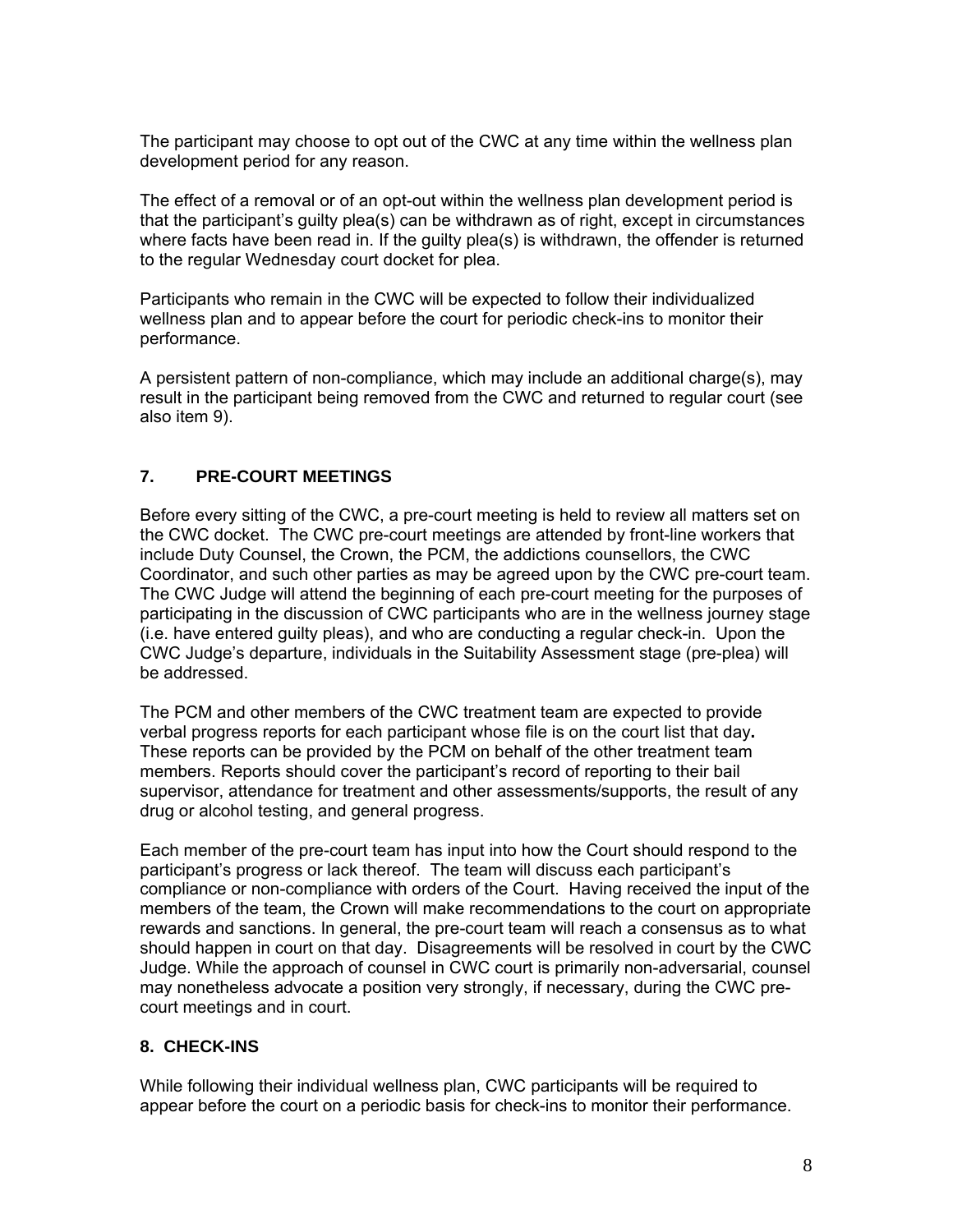The participant may choose to opt out of the CWC at any time within the wellness plan development period for any reason.

The effect of a removal or of an opt-out within the wellness plan development period is that the participant's guilty plea(s) can be withdrawn as of right, except in circumstances where facts have been read in. If the guilty plea(s) is withdrawn, the offender is returned to the regular Wednesday court docket for plea.

Participants who remain in the CWC will be expected to follow their individualized wellness plan and to appear before the court for periodic check-ins to monitor their performance.

A persistent pattern of non-compliance, which may include an additional charge(s), may result in the participant being removed from the CWC and returned to regular court (see also item 9).

## 7. PRE-COURT MEETINGS

Before every sitting of the CWC, a pre-court meeting is held to review all matters set on the CWC docket. The CWC pre-court meetings are attended by front-line workers that include Duty Counsel, the Crown, the PCM, the addictions counsellors, the CWC Coordinator, and such other parties as may be agreed upon by the CWC pre-court team. The CWC Judge will attend the beginning of each pre-court meeting for the purposes of participating in the discussion of CWC participants who are in the wellness journey stage (i.e. have entered guilty pleas), and who are conducting a regular check-in. Upon the CWC Judge's departure, individuals in the Suitability Assessment stage (pre-plea) will be addressed.

The PCM and other members of the CWC treatment team are expected to provide verbal progress reports for each participant whose file is on the court list that day**.** These reports can be provided by the PCM on behalf of the other treatment team members. Reports should cover the participant's record of reporting to their bail supervisor, attendance for treatment and other assessments/supports, the result of any drug or alcohol testing, and general progress.

Each member of the pre-court team has input into how the Court should respond to the participant's progress or lack thereof. The team will discuss each participant's compliance or non-compliance with orders of the Court. Having received the input of the members of the team, the Crown will make recommendations to the court on appropriate rewards and sanctions. In general, the pre-court team will reach a consensus as to what should happen in court on that day. Disagreements will be resolved in court by the CWC Judge. While the approach of counsel in CWC court is primarily non-adversarial, counsel may nonetheless advocate a position very strongly, if necessary, during the CWC pre-court meetings and in court.

## 8. CHECK-INS

While following their individual wellness plan, CWC participants will be required to appear before the court on a periodic basis for check-ins to monitor their performance.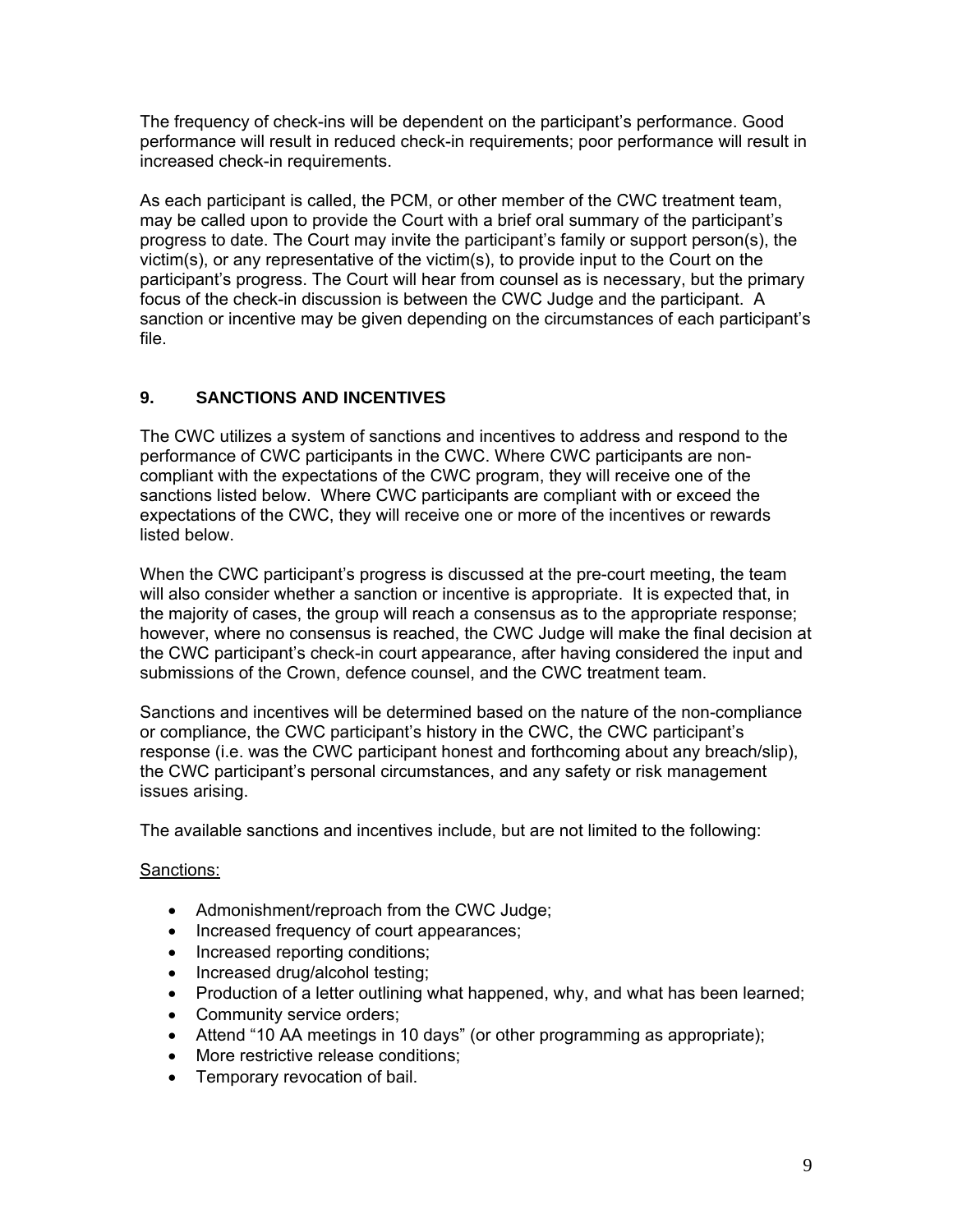The frequency of check-ins will be dependent on the participant's performance. Good performance will result in reduced check-in requirements; poor performance will result in increased check-in requirements.

As each participant is called, the PCM, or other member of the CWC treatment team, may be called upon to provide the Court with a brief oral summary of the participant's progress to date. The Court may invite the participant's family or support person(s), the victim(s), or any representative of the victim(s), to provide input to the Court on the participant's progress. The Court will hear from counsel as is necessary, but the primary focus of the check-in discussion is between the CWC Judge and the participant. A sanction or incentive may be given depending on the circumstances of each participant's file.

## 9. SANCTIONS AND INCENTIVES

The CWC utilizes a system of sanctions and incentives to address and respond to the performance of CWC participants in the CWC. Where CWC participants are non-compliant with the expectations of the CWC program, they will receive one of the sanctions listed below. Where CWC participants are compliant with or exceed the expectations of the CWC, they will receive one or more of the incentives or rewards listed below.

When the CWC participant's progress is discussed at the pre-court meeting, the team will also consider whether a sanction or incentive is appropriate. It is expected that, in the majority of cases, the group will reach a consensus as to the appropriate response; however, where no consensus is reached, the CWC Judge will make the final decision at the CWC participant's check-in court appearance, after having considered the input and submissions of the Crown, defence counsel, and the CWC treatment team.

Sanctions and incentives will be determined based on the nature of the non-compliance or compliance, the CWC participant's history in the CWC, the CWC participant's response (i.e. was the CWC participant honest and forthcoming about any breach/slip), the CWC participant's personal circumstances, and any safety or risk management issues arising.

The available sanctions and incentives include, but are not limited to the following:

<u>Sanctions:</u>

- Admonishment/reproach from the CWC Judge;
- Increased frequency of court appearances;
- Increased reporting conditions;
- Increased drug/alcohol testing;
- Production of a letter outlining what happened, why, and what has been learned;
- Community service orders;
- Attend "10 AA meetings in 10 days" (or other programming as appropriate);
- More restrictive release conditions;
- Temporary revocation of bail.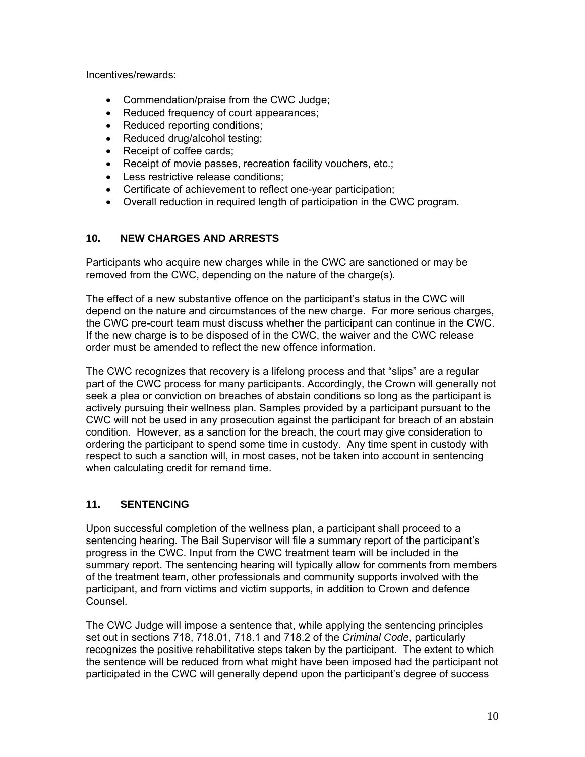Incentives/rewards:

- Commendation/praise from the CWC Judge;
- Reduced frequency of court appearances;
- Reduced reporting conditions;
- Reduced drug/alcohol testing;
- Receipt of coffee cards;
- Receipt of movie passes, recreation facility vouchers, etc.;
- Less restrictive release conditions;
- Certificate of achievement to reflect one-year participation;
- Overall reduction in required length of participation in the CWC program.

## 10. NEW CHARGES AND ARRESTS

Participants who acquire new charges while in the CWC are sanctioned or may be removed from the CWC, depending on the nature of the charge(s).

The effect of a new substantive offence on the participant's status in the CWC will depend on the nature and circumstances of the new charge. For more serious charges, the CWC pre-court team must discuss whether the participant can continue in the CWC. If the new charge is to be disposed of in the CWC, the waiver and the CWC release order must be amended to reflect the new offence information.

The CWC recognizes that recovery is a lifelong process and that "slips" are a regular part of the CWC process for many participants. Accordingly, the Crown will generally not seek a plea or conviction on breaches of abstain conditions so long as the participant is actively pursuing their wellness plan. Samples provided by a participant pursuant to the CWC will not be used in any prosecution against the participant for breach of an abstain condition. However, as a sanction for the breach, the court may give consideration to ordering the participant to spend some time in custody. Any time spent in custody with respect to such a sanction will, in most cases, not be taken into account in sentencing when calculating credit for remand time.

## 11. SENTENCING

Upon successful completion of the wellness plan, a participant shall proceed to a sentencing hearing. The Bail Supervisor will file a summary report of the participant's progress in the CWC. Input from the CWC treatment team will be included in the summary report. The sentencing hearing will typically allow for comments from members of the treatment team, other professionals and community supports involved with the participant, and from victims and victim supports, in addition to Crown and defence Counsel.

The CWC Judge will impose a sentence that, while applying the sentencing principles set out in sections 718, 718.01, 718.1 and 718.2 of the *Criminal Code*, particularly recognizes the positive rehabilitative steps taken by the participant. The extent to which the sentence will be reduced from what might have been imposed had the participant not participated in the CWC will generally depend upon the participant's degree of success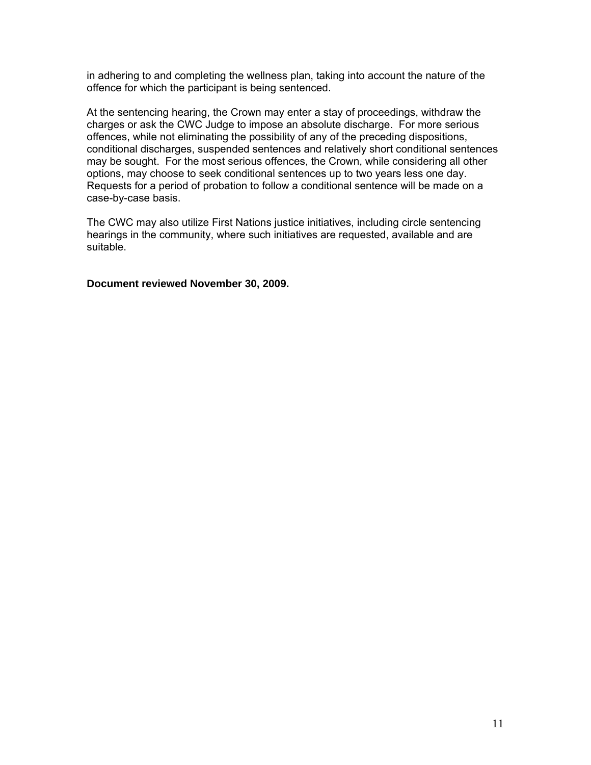in adhering to and completing the wellness plan, taking into account the nature of the offence for which the participant is being sentenced.

At the sentencing hearing, the Crown may enter a stay of proceedings, withdraw the charges or ask the CWC Judge to impose an absolute discharge. For more serious offences, while not eliminating the possibility of any of the preceding dispositions, conditional discharges, suspended sentences and relatively short conditional sentences may be sought. For the most serious offences, the Crown, while considering all other options, may choose to seek conditional sentences up to two years less one day. Requests for a period of probation to follow a conditional sentence will be made on a case-by-case basis.

The CWC may also utilize First Nations justice initiatives, including circle sentencing hearings in the community, where such initiatives are requested, available and are suitable.

**Document reviewed November 30, 2009.**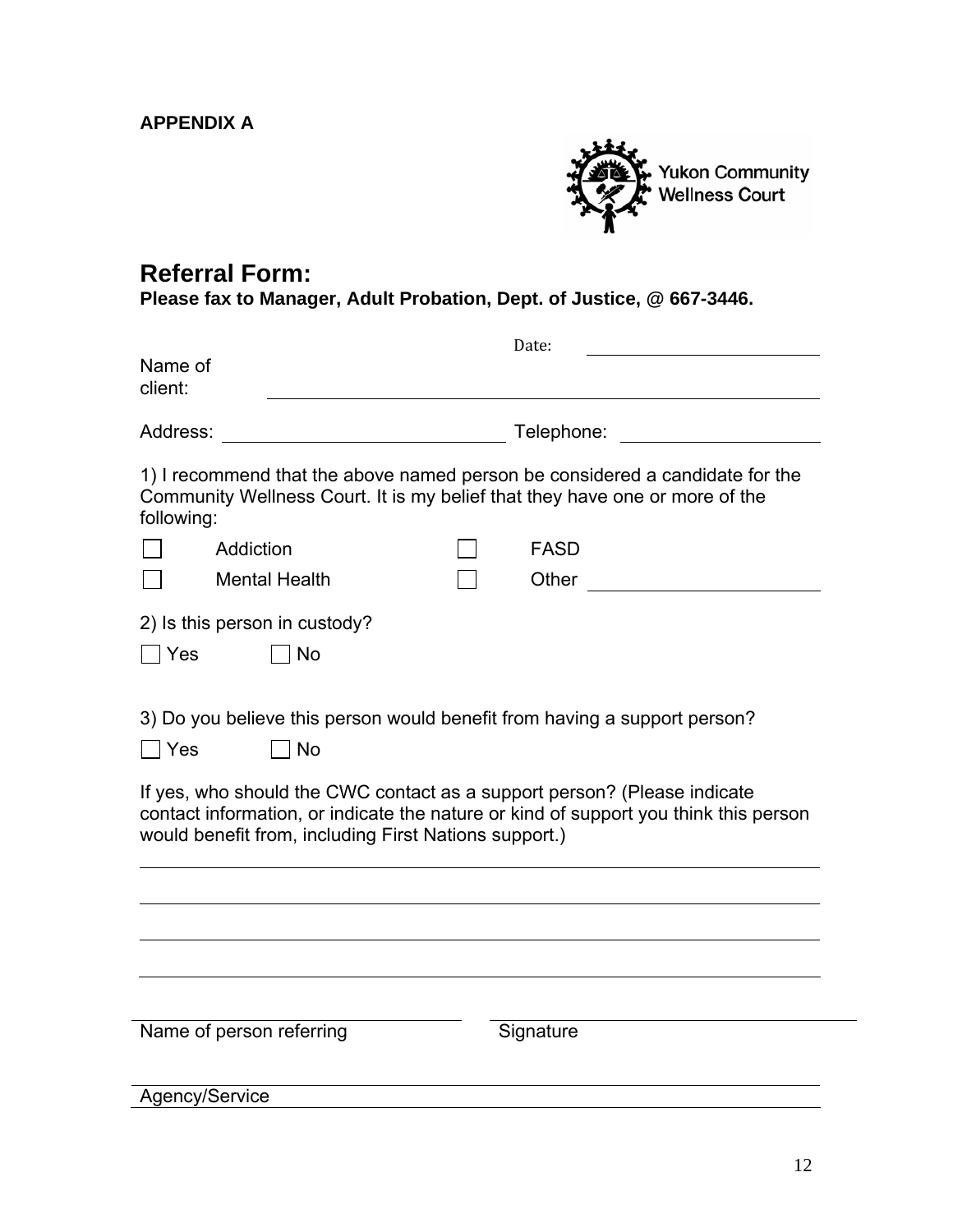**APPENDIX A**

Yukon Community Wellness Court

# Referral Form:

**Please fax to Manager, Adult Probation, Dept. of Justice, @ 667-3446.**

Date: ______________________

Name of client: ______________________________________________

Address: ____________________________ Telephone: ____________________

1) I recommend that the above named person be considered a candidate for the Community Wellness Court. It is my belief that they have one or more of the following:

☐ Addiction ☐ FASD

☐ Mental Health ☐ Other ______________________

2) Is this person in custody?

☐ Yes ☐ No

3) Do you believe this person would benefit from having a support person?

☐ Yes ☐ No

If yes, who should the CWC contact as a support person? (Please indicate contact information, or indicate the nature or kind of support you think this person would benefit from, including First Nations support.)

______________________________________________________________________

______________________________________________________________________

______________________________________________________________________

______________________________________________________________________

______________________________ ______________________________

Name of person referring Signature

______________________________________________________________________

Agency/Service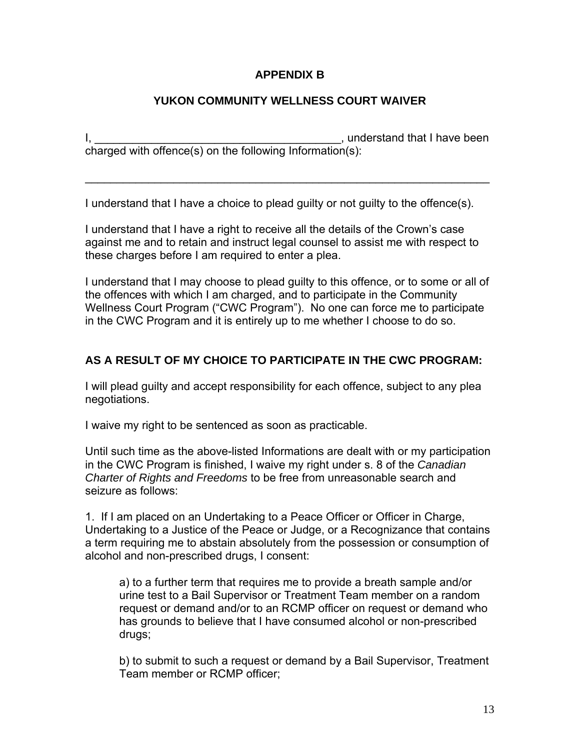# APPENDIX B

## YUKON COMMUNITY WELLNESS COURT WAIVER

I, ________________________________________, understand that I have been charged with offence(s) on the following Information(s):

_________________________________________________________________

I understand that I have a choice to plead guilty or not guilty to the offence(s).

I understand that I have a right to receive all the details of the Crown's case against me and to retain and instruct legal counsel to assist me with respect to these charges before I am required to enter a plea.

I understand that I may choose to plead guilty to this offence, or to some or all of the offences with which I am charged, and to participate in the Community Wellness Court Program ("CWC Program"). No one can force me to participate in the CWC Program and it is entirely up to me whether I choose to do so.

**AS A RESULT OF MY CHOICE TO PARTICIPATE IN THE CWC PROGRAM:**

I will plead guilty and accept responsibility for each offence, subject to any plea negotiations.

I waive my right to be sentenced as soon as practicable.

Until such time as the above-listed Informations are dealt with or my participation in the CWC Program is finished, I waive my right under s. 8 of the *Canadian Charter of Rights and Freedoms* to be free from unreasonable search and seizure as follows:

1. If I am placed on an Undertaking to a Peace Officer or Officer in Charge, Undertaking to a Justice of the Peace or Judge, or a Recognizance that contains a term requiring me to abstain absolutely from the possession or consumption of alcohol and non-prescribed drugs, I consent:

> a) to a further term that requires me to provide a breath sample and/or urine test to a Bail Supervisor or Treatment Team member on a random request or demand and/or to an RCMP officer on request or demand who has grounds to believe that I have consumed alcohol or non-prescribed drugs;
>
> b) to submit to such a request or demand by a Bail Supervisor, Treatment Team member or RCMP officer;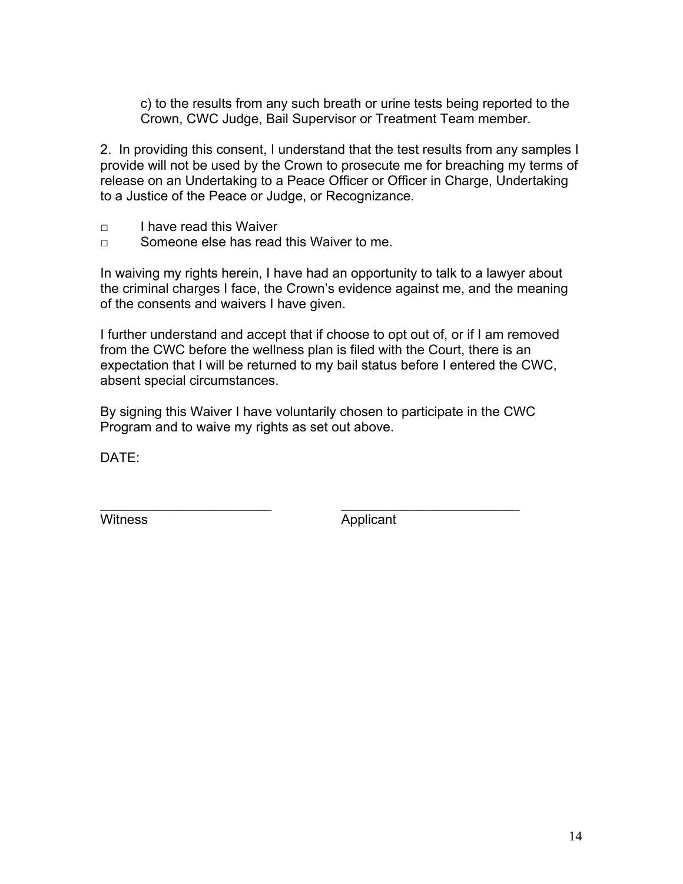c) to the results from any such breath or urine tests being reported to the Crown, CWC Judge, Bail Supervisor or Treatment Team member.

2. In providing this consent, I understand that the test results from any samples I provide will not be used by the Crown to prosecute me for breaching my terms of release on an Undertaking to a Peace Officer or Officer in Charge, Undertaking to a Justice of the Peace or Judge, or Recognizance.

- □ I have read this Waiver
- □ Someone else has read this Waiver to me.

In waiving my rights herein, I have had an opportunity to talk to a lawyer about the criminal charges I face, the Crown's evidence against me, and the meaning of the consents and waivers I have given.

I further understand and accept that if choose to opt out of, or if I am removed from the CWC before the wellness plan is filed with the Court, there is an expectation that I will be returned to my bail status before I entered the CWC, absent special circumstances.

By signing this Waiver I have voluntarily chosen to participate in the CWC Program and to waive my rights as set out above.

DATE:

_______________________ &nbsp;&nbsp;&nbsp;&nbsp;&nbsp;&nbsp;&nbsp;&nbsp; _______________________

Witness &nbsp;&nbsp;&nbsp;&nbsp;&nbsp;&nbsp;&nbsp;&nbsp;&nbsp;&nbsp;&nbsp;&nbsp;&nbsp;&nbsp;&nbsp;&nbsp;&nbsp;&nbsp;&nbsp;&nbsp;&nbsp;&nbsp;&nbsp;&nbsp;&nbsp;&nbsp; Applicant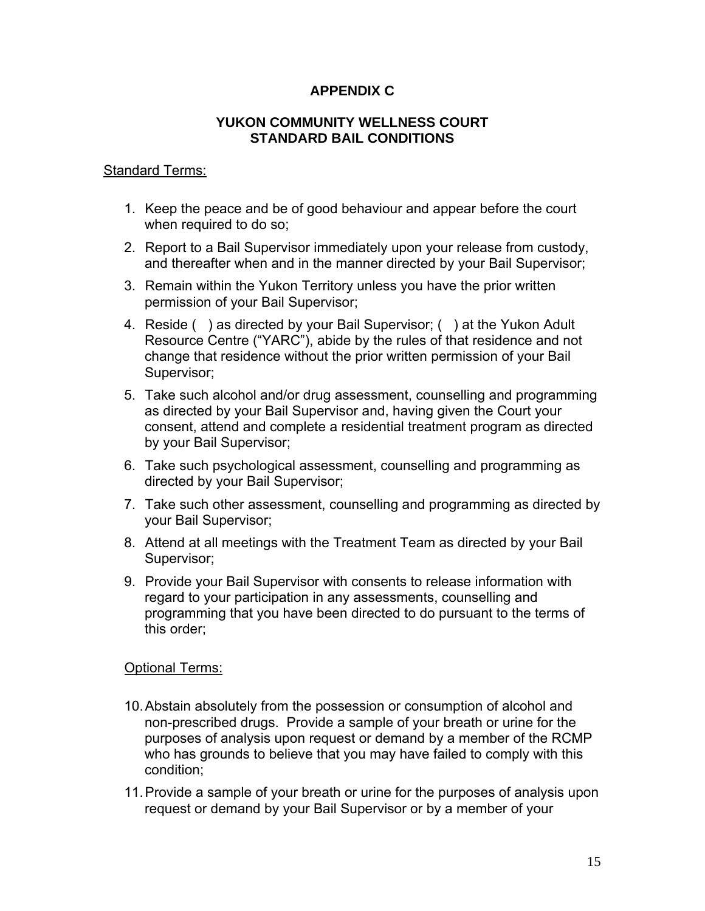# APPENDIX C

## YUKON COMMUNITY WELLNESS COURT STANDARD BAIL CONDITIONS

Standard Terms:

1. Keep the peace and be of good behaviour and appear before the court when required to do so;
2. Report to a Bail Supervisor immediately upon your release from custody, and thereafter when and in the manner directed by your Bail Supervisor;
3. Remain within the Yukon Territory unless you have the prior written permission of your Bail Supervisor;
4. Reside ( ) as directed by your Bail Supervisor; ( ) at the Yukon Adult Resource Centre ("YARC"), abide by the rules of that residence and not change that residence without the prior written permission of your Bail Supervisor;
5. Take such alcohol and/or drug assessment, counselling and programming as directed by your Bail Supervisor and, having given the Court your consent, attend and complete a residential treatment program as directed by your Bail Supervisor;
6. Take such psychological assessment, counselling and programming as directed by your Bail Supervisor;
7. Take such other assessment, counselling and programming as directed by your Bail Supervisor;
8. Attend at all meetings with the Treatment Team as directed by your Bail Supervisor;
9. Provide your Bail Supervisor with consents to release information with regard to your participation in any assessments, counselling and programming that you have been directed to do pursuant to the terms of this order;

Optional Terms:

10. Abstain absolutely from the possession or consumption of alcohol and non-prescribed drugs. Provide a sample of your breath or urine for the purposes of analysis upon request or demand by a member of the RCMP who has grounds to believe that you may have failed to comply with this condition;
11. Provide a sample of your breath or urine for the purposes of analysis upon request or demand by your Bail Supervisor or by a member of your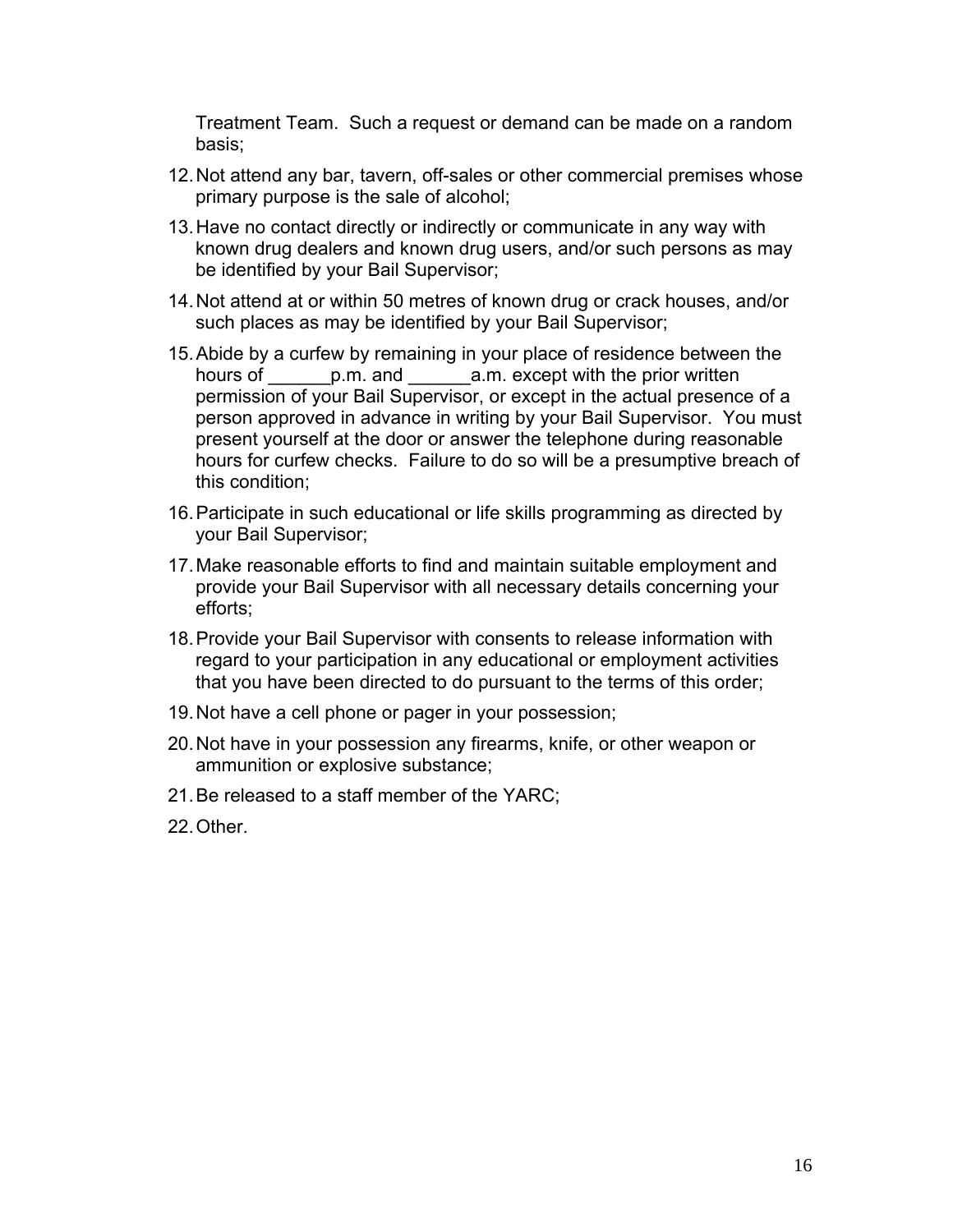Treatment Team. Such a request or demand can be made on a random basis;

12. Not attend any bar, tavern, off-sales or other commercial premises whose primary purpose is the sale of alcohol;
13. Have no contact directly or indirectly or communicate in any way with known drug dealers and known drug users, and/or such persons as may be identified by your Bail Supervisor;
14. Not attend at or within 50 metres of known drug or crack houses, and/or such places as may be identified by your Bail Supervisor;
15. Abide by a curfew by remaining in your place of residence between the hours of ______p.m. and ______a.m. except with the prior written permission of your Bail Supervisor, or except in the actual presence of a person approved in advance in writing by your Bail Supervisor. You must present yourself at the door or answer the telephone during reasonable hours for curfew checks. Failure to do so will be a presumptive breach of this condition;
16. Participate in such educational or life skills programming as directed by your Bail Supervisor;
17. Make reasonable efforts to find and maintain suitable employment and provide your Bail Supervisor with all necessary details concerning your efforts;
18. Provide your Bail Supervisor with consents to release information with regard to your participation in any educational or employment activities that you have been directed to do pursuant to the terms of this order;
19. Not have a cell phone or pager in your possession;
20. Not have in your possession any firearms, knife, or other weapon or ammunition or explosive substance;
21. Be released to a staff member of the YARC;
22. Other.